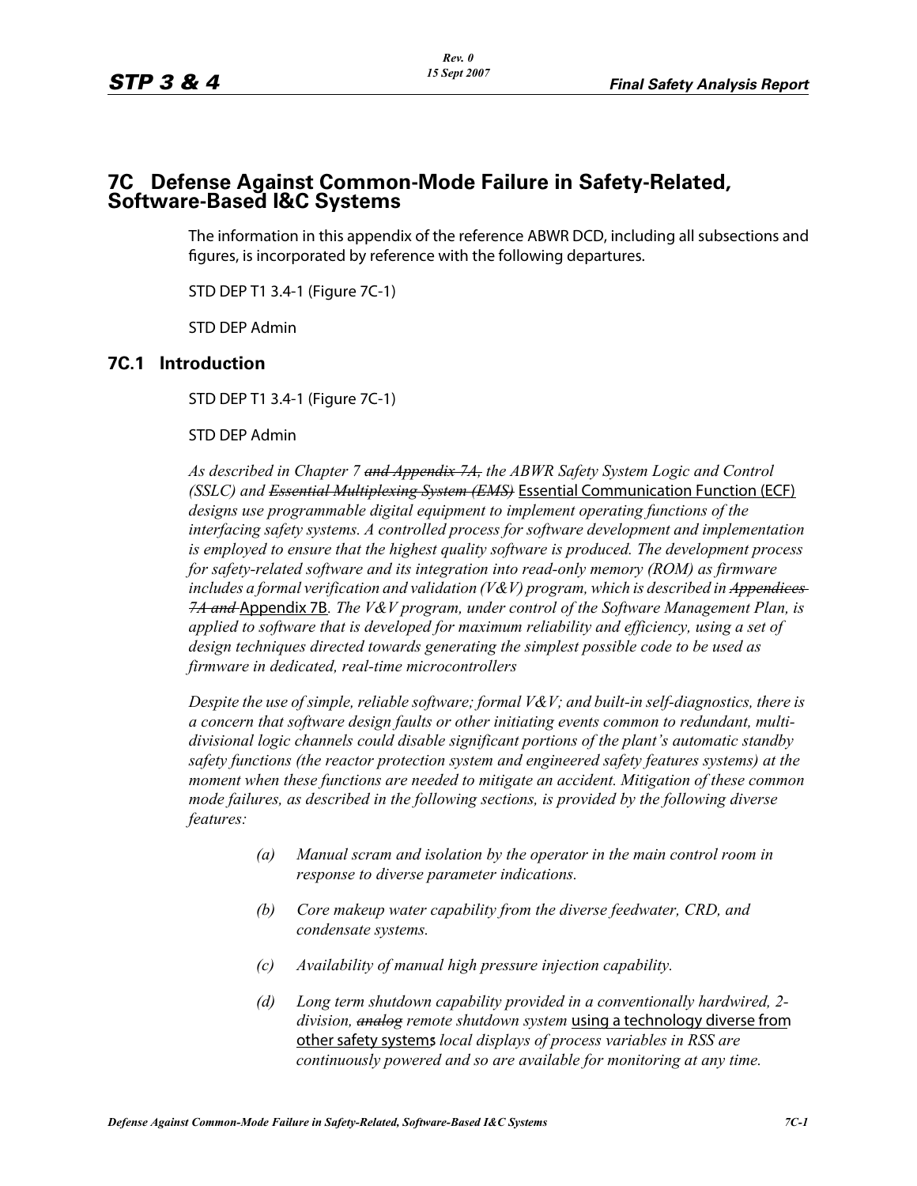# 7C Defense Against Common-Mode Failure in Safety-Related, Software-Based I&C Systems

The information in this appendix of the reference ABWR DCD, including all subsections and figures, is incorporated by reference with the following departures.

STD DEP T1 3.4-1 (Figure 7C-1)

STD DEP Admin

## 7C.1 Introduction

STD DEP T1 3.4-1 (Figure 7C-1)

STD DEP Admin

*As described in Chapter 7 ~~and Appendix 7A,~~ the ABWR Safety System Logic and Control (SSLC) and ~~Essential Multiplexing System (EMS)~~* <u>Essential Communication Function (ECF)</u> *designs use programmable digital equipment to implement operating functions of the interfacing safety systems. A controlled process for software development and implementation is employed to ensure that the highest quality software is produced. The development process for safety-related software and its integration into read-only memory (ROM) as firmware includes a formal verification and validation (V&V) program, which is described in ~~Appendices 7A and~~* <u>Appendix 7B</u>. *The V&V program, under control of the Software Management Plan, is applied to software that is developed for maximum reliability and efficiency, using a set of design techniques directed towards generating the simplest possible code to be used as firmware in dedicated, real-time microcontrollers*

*Despite the use of simple, reliable software; formal V&V; and built-in self-diagnostics, there is a concern that software design faults or other initiating events common to redundant, multi-divisional logic channels could disable significant portions of the plant's automatic standby safety functions (the reactor protection system and engineered safety features systems) at the moment when these functions are needed to mitigate an accident. Mitigation of these common mode failures, as described in the following sections, is provided by the following diverse features:*

(a) *Manual scram and isolation by the operator in the main control room in response to diverse parameter indications.*

(b) *Core makeup water capability from the diverse feedwater, CRD, and condensate systems.*

(c) *Availability of manual high pressure injection capability.*

(d) *Long term shutdown capability provided in a conventionally hardwired, 2-division, ~~analog~~ remote shutdown system* <u>using a technology diverse from other safety systems</u>~~;~~ *local displays of process variables in RSS are continuously powered and so are available for monitoring at any time.*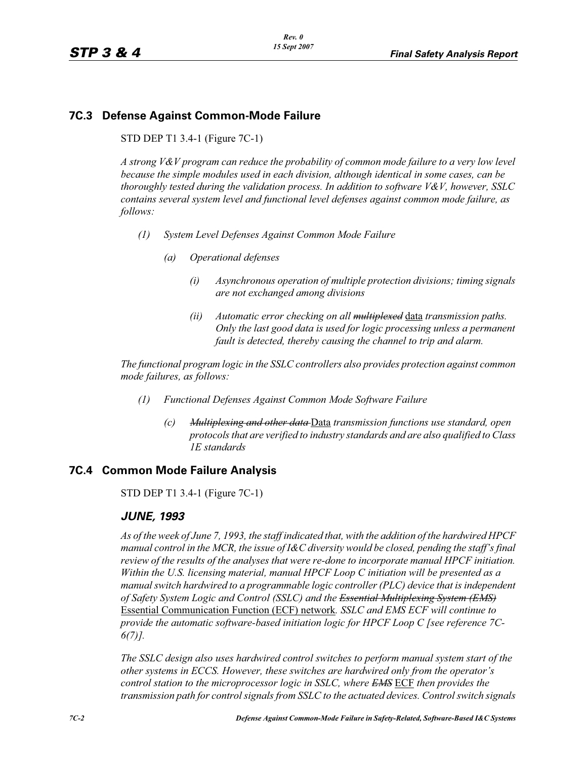## 7C.3 Defense Against Common-Mode Failure

STD DEP T1 3.4-1 (Figure 7C-1)

*A strong V&V program can reduce the probability of common mode failure to a very low level because the simple modules used in each division, although identical in some cases, can be thoroughly tested during the validation process. In addition to software V&V, however, SSLC contains several system level and functional level defenses against common mode failure, as follows:*

- *(1) System Level Defenses Against Common Mode Failure*
  - *(a) Operational defenses*
    - *(i) Asynchronous operation of multiple protection divisions; timing signals are not exchanged among divisions*
    - *(ii) Automatic error checking on all ~~multiplexed~~* <u>data</u> *transmission paths. Only the last good data is used for logic processing unless a permanent fault is detected, thereby causing the channel to trip and alarm.*

*The functional program logic in the SSLC controllers also provides protection against common mode failures, as follows:*

- *(1) Functional Defenses Against Common Mode Software Failure*
  - *(c) ~~Multiplexing and other data~~* <u>Data</u> *transmission functions use standard, open protocols that are verified to industry standards and are also qualified to Class 1E standards*

## 7C.4 Common Mode Failure Analysis

STD DEP T1 3.4-1 (Figure 7C-1)

### *JUNE, 1993*

*As of the week of June 7, 1993, the staff indicated that, with the addition of the hardwired HPCF manual control in the MCR, the issue of I&C diversity would be closed, pending the staff's final review of the results of the analyses that were re-done to incorporate manual HPCF initiation. Within the U.S. licensing material, manual HPCF Loop C initiation will be presented as a manual switch hardwired to a programmable logic controller (PLC) device that is independent of Safety System Logic and Control (SSLC) and the ~~Essential Multiplexing System (EMS)~~* <u>Essential Communication Function (ECF) network</u>*. SSLC and ~~EMS~~* <u>ECF</u> *will continue to provide the automatic software-based initiation logic for HPCF Loop C [see reference 7C-6(7)].*

*The SSLC design also uses hardwired control switches to perform manual system start of the other systems in ECCS. However, these switches are hardwired only from the operator's control station to the microprocessor logic in SSLC, where ~~EMS~~* <u>ECF</u> *then provides the transmission path for control signals from SSLC to the actuated devices. Control switch signals*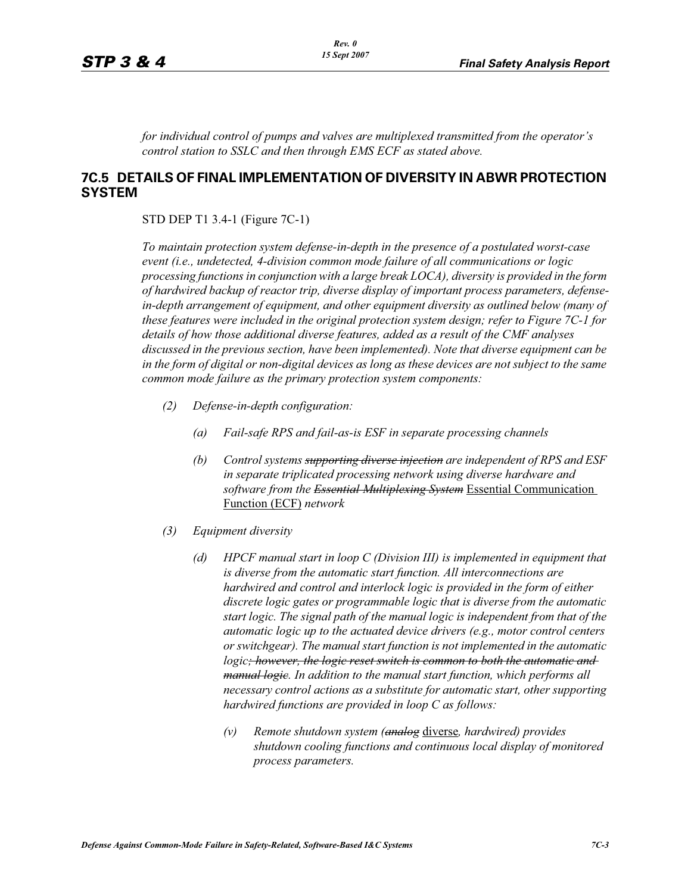*for individual control of pumps and valves are multiplexed transmitted from the operator's control station to SSLC and then through EMS ECF as stated above.*

## 7C.5 DETAILS OF FINAL IMPLEMENTATION OF DIVERSITY IN ABWR PROTECTION SYSTEM

STD DEP T1 3.4-1 (Figure 7C-1)

*To maintain protection system defense-in-depth in the presence of a postulated worst-case event (i.e., undetected, 4-division common mode failure of all communications or logic processing functions in conjunction with a large break LOCA), diversity is provided in the form of hardwired backup of reactor trip, diverse display of important process parameters, defense-in-depth arrangement of equipment, and other equipment diversity as outlined below (many of these features were included in the original protection system design; refer to Figure 7C-1 for details of how those additional diverse features, added as a result of the CMF analyses discussed in the previous section, have been implemented). Note that diverse equipment can be in the form of digital or non-digital devices as long as these devices are not subject to the same common mode failure as the primary protection system components:*

- *(2) Defense-in-depth configuration:*
  - *(a) Fail-safe RPS and fail-as-is ESF in separate processing channels*
  - *(b) Control systems ~~supporting diverse injection~~ are independent of RPS and ESF in separate triplicated processing network using diverse hardware and software from the ~~Essential Multiplexing System~~* <u>Essential Communication Function (ECF)</u> *network*
- *(3) Equipment diversity*
  - *(d) HPCF manual start in loop C (Division III) is implemented in equipment that is diverse from the automatic start function. All interconnections are hardwired and control and interlock logic is provided in the form of either discrete logic gates or programmable logic that is diverse from the automatic start logic. The signal path of the manual logic is independent from that of the automatic logic up to the actuated device drivers (e.g., motor control centers or switchgear). The manual start function is not implemented in the automatic logic~~; however, the logic reset switch is common to both the automatic and manual logic~~. In addition to the manual start function, which performs all necessary control actions as a substitute for automatic start, other supporting hardwired functions are provided in loop C as follows:*
    - *(v) Remote shutdown system (~~analog~~* <u>diverse</u>*, hardwired) provides shutdown cooling functions and continuous local display of monitored process parameters.*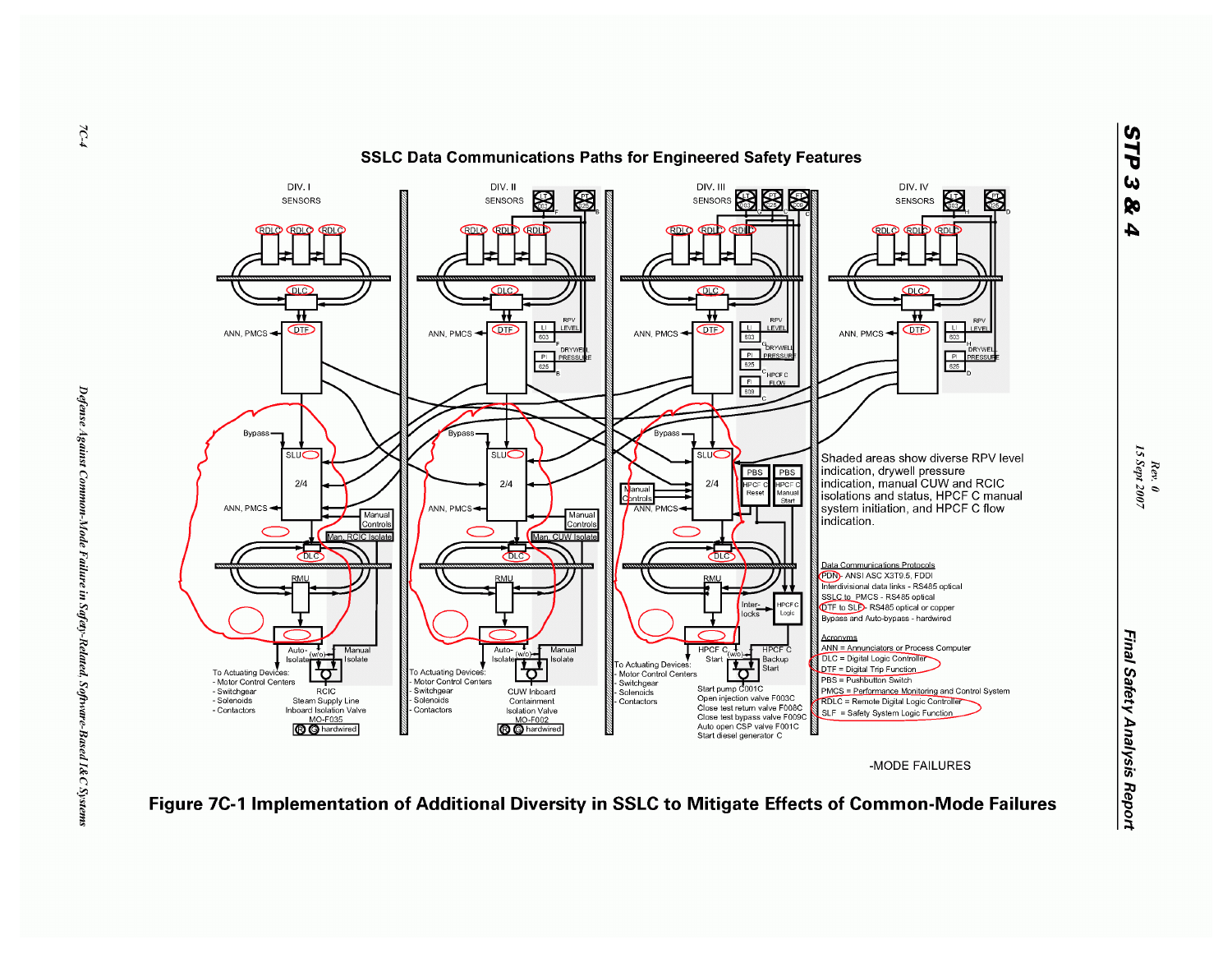## SSLC Data Communications Paths for Engineered Safety Features

DIV. I
SENSORS
RDLC RDLC RDLC
DLC
DTF
ANN, PMCS
Bypass
SLU
2/4
ANN, PMCS
Manual Controls
Man. RCIC Isolate
DLC
RMU
Auto-Isolate
(w/o)
Manual Isolate
To Actuating Devices:
- Motor Control Centers
- Switchgear
- Solenoids
- Contactors
RCIC Steam Supply Line Inboard Isolation Valve MO-F035
hardwired

DIV. II
SENSORS
LT 603
PT 625
F B
RDLC RDLC RDLC
DLC
DTF
ANN, PMCS
LI 603
RPV LEVEL
F
PI 625
DRYWELL PRESSURE
B
Bypass
SLU
2/4
ANN, PMCS
Manual Controls
Man. CUW Isolate
DLC
RMU
Auto-Isolate
(w/o)
Manual Isolate
To Actuating Devices:
- Motor Control Centers
- Switchgear
- Solenoids
- Contactors
CUW Inboard Containment Isolation Valve MO-F002
hardwired

DIV. III
SENSORS
LT 603
PT 625
FT 609
G C C
RDLC RDLC RDLC
DLC
DTF
ANN, PMCS
LI 603
RPV LEVEL
G
PI 625
DRYWELL PRESSURE
C
FI 609
HPCF C FLOW
C
Bypass
SLU
2/4
Manual Controls
ANN, PMCS
PBS HPCF C Reset
PBS HPCF C Manual Start
DLC
RMU
Inter-locks
HPCF C Logic
HPCF C Start
(w/o)
HPCF C Backup Start
To Actuating Devices:
- Switchgear
- Motor Control Centers
- Solenoids
- Contactors
Start pump C001C
Open injection valve F003C
Close test return valve F008C
Close test bypass valve F009C
Auto open CSP valve F001C
Start diesel generator C

DIV. IV
SENSORS
LT 603
PT 625
H D
RDLC RDLC RDLC
DLC
DTF
ANN, PMCS
LI 603
RPV LEVEL
H
PI 625
DRYWELL PRESSURE
D

Shaded areas show diverse RPV level indication, drywell pressure indication, manual CUW and RCIC isolations and status, HPCF C manual system initiation, and HPCF C flow indication.

Data Communications Protocols
PDN - ANSI ASC X3T9.5, FDDI
Interdivisional data links - RS485 optical
SSLC to PMCS - RS485 optical
DTF to SLF - RS485 optical or copper
Bypass and Auto-bypass - hardwired

Acronyms
ANN = Annunciators or Process Computer
DLC = Digital Logic Controller
DTF = Digital Trip Function
PBS = Pushbutton Switch
PMCS = Performance Monitoring and Control System
RDLC = Remote Digital Logic Controller
SLF = Safety System Logic Function

-MODE FAILURES

**Figure 7C-1 Implementation of Additional Diversity in SSLC to Mitigate Effects of Common-Mode Failures**